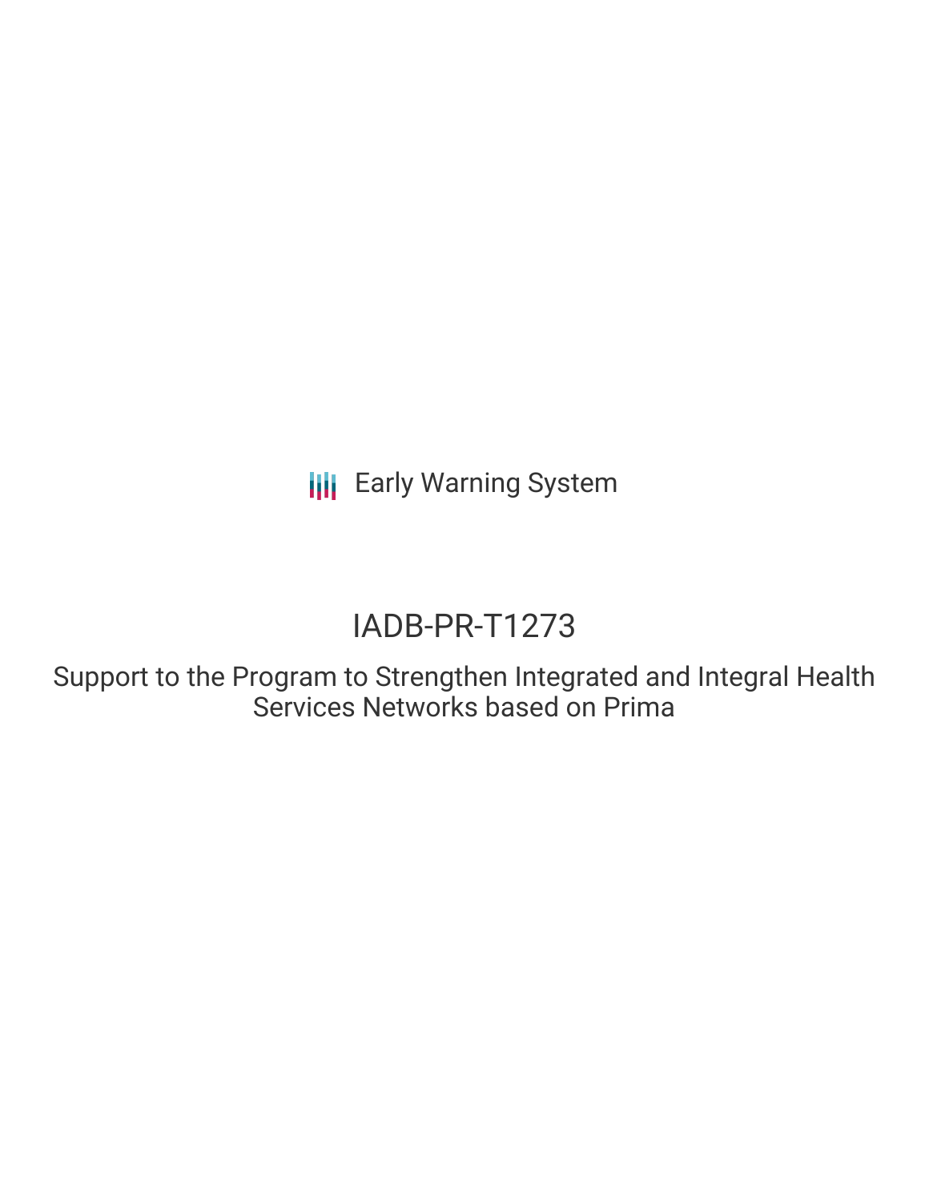Early Warning System

# IADB-PR-T1273

## Support to the Program to Strengthen Integrated and Integral Health Services Networks based on Prima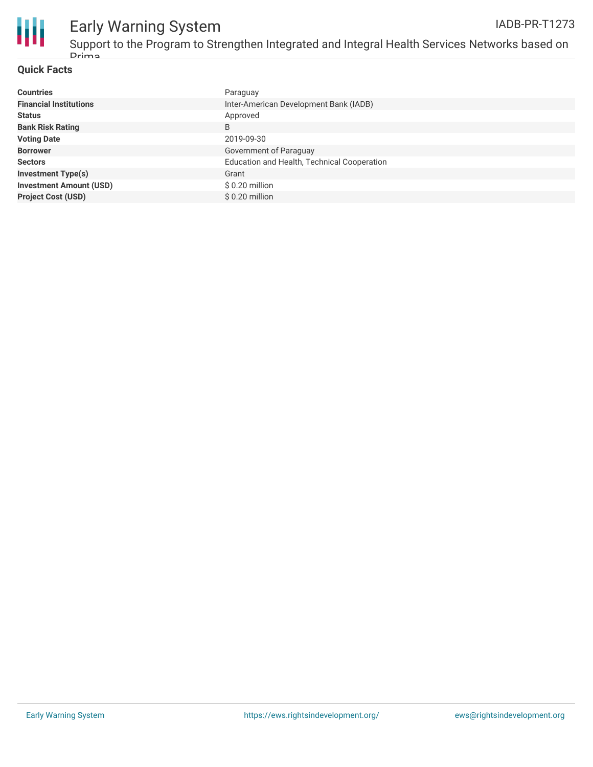## Quick Facts

| | |
|---|---|
| **Countries** | Paraguay |
| **Financial Institutions** | Inter-American Development Bank (IADB) |
| **Status** | Approved |
| **Bank Risk Rating** | B |
| **Voting Date** | 2019-09-30 |
| **Borrower** | Government of Paraguay |
| **Sectors** | Education and Health, Technical Cooperation |
| **Investment Type(s)** | Grant |
| **Investment Amount (USD)** | $ 0.20 million |
| **Project Cost (USD)** | $ 0.20 million |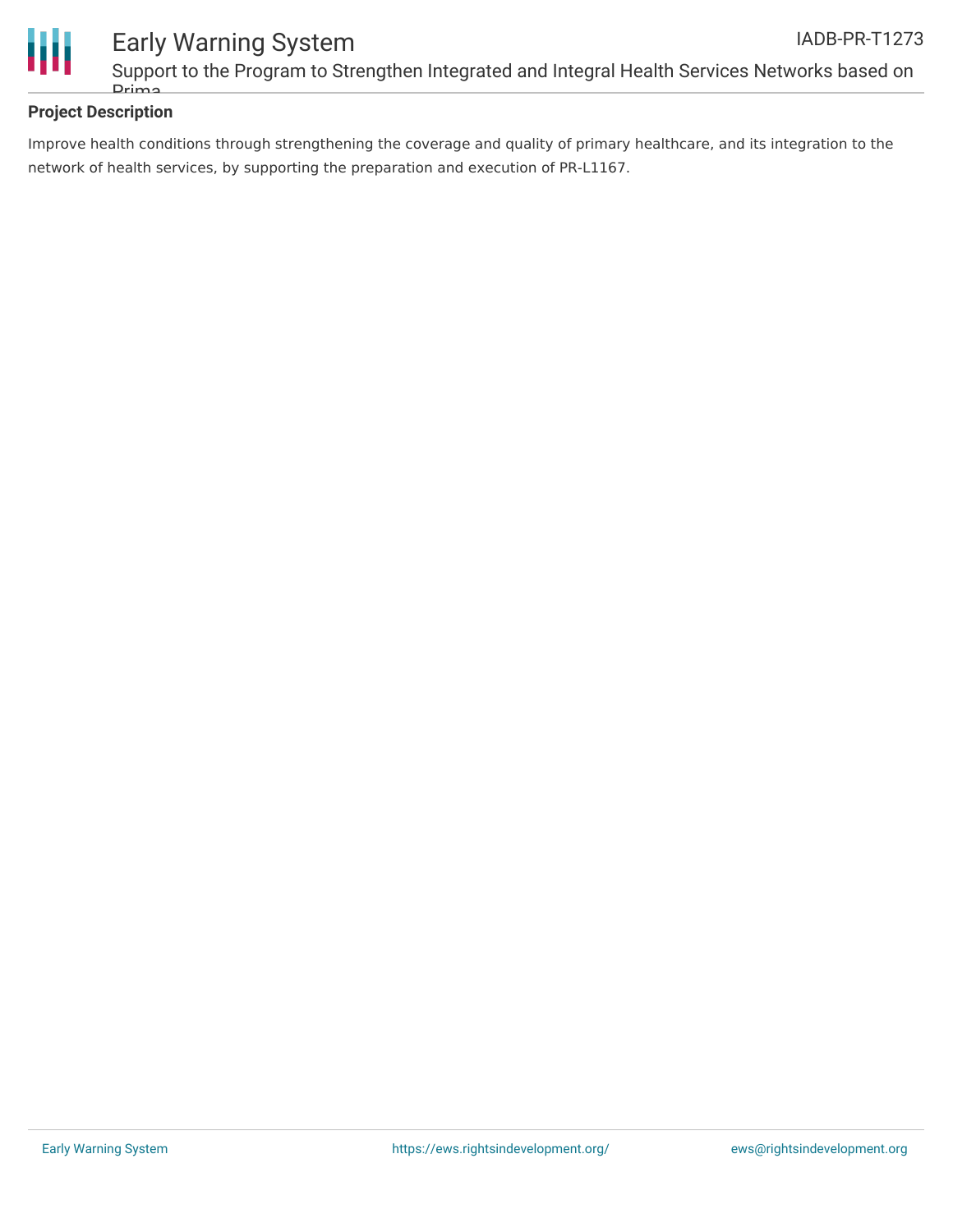**Project Description**

Improve health conditions through strengthening the coverage and quality of primary healthcare, and its integration to the network of health services, by supporting the preparation and execution of PR-L1167.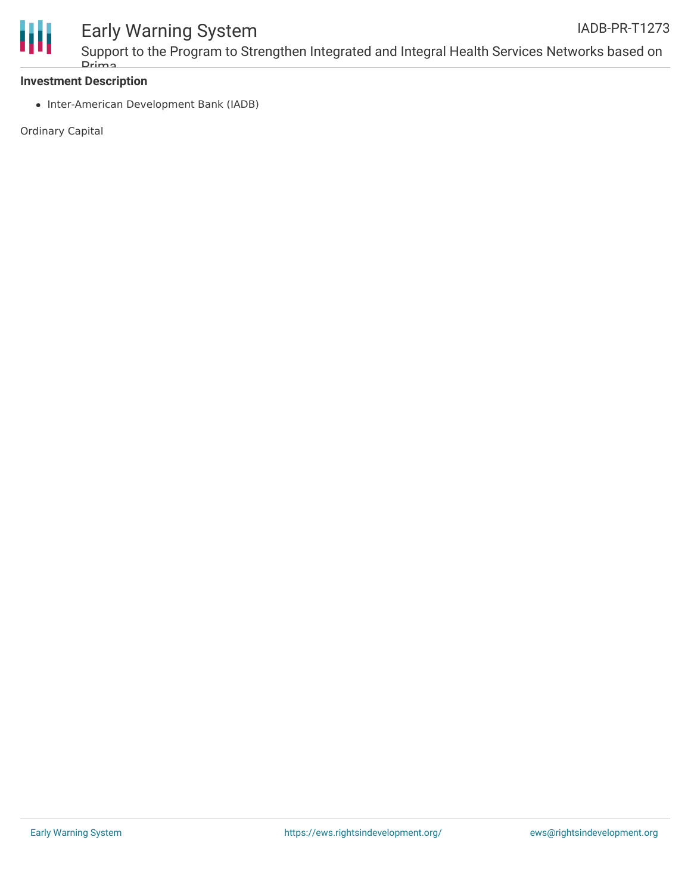**Investment Description**

- Inter-American Development Bank (IADB)

Ordinary Capital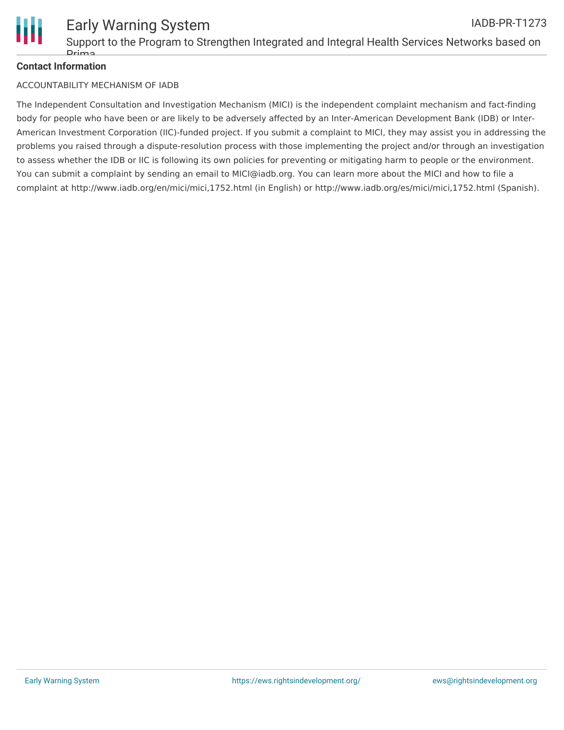**Contact Information**

ACCOUNTABILITY MECHANISM OF IADB

The Independent Consultation and Investigation Mechanism (MICI) is the independent complaint mechanism and fact-finding body for people who have been or are likely to be adversely affected by an Inter-American Development Bank (IDB) or Inter-American Investment Corporation (IIC)-funded project. If you submit a complaint to MICI, they may assist you in addressing the problems you raised through a dispute-resolution process with those implementing the project and/or through an investigation to assess whether the IDB or IIC is following its own policies for preventing or mitigating harm to people or the environment. You can submit a complaint by sending an email to MICI@iadb.org. You can learn more about the MICI and how to file a complaint at http://www.iadb.org/en/mici/mici,1752.html (in English) or http://www.iadb.org/es/mici/mici,1752.html (Spanish).